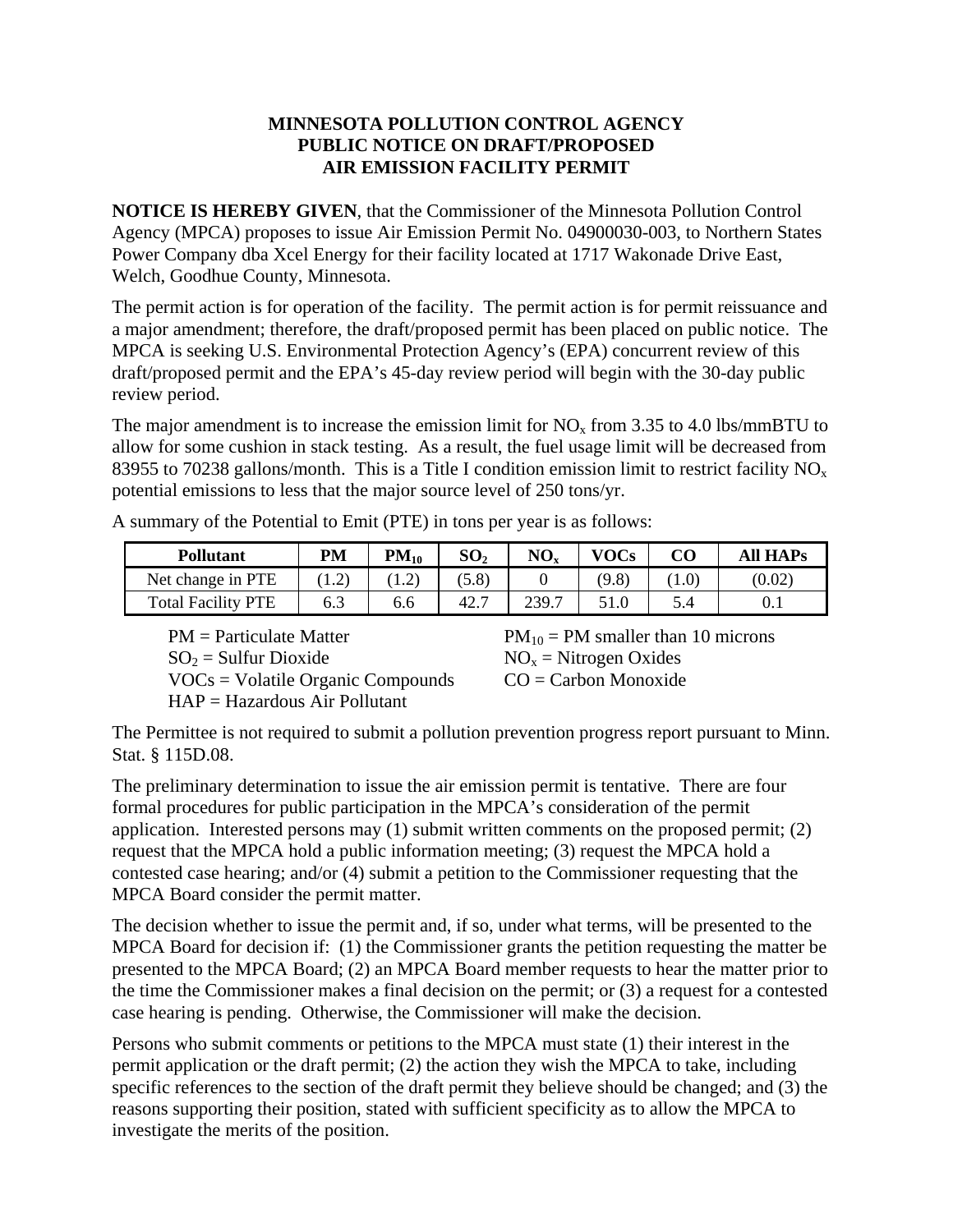# MINNESOTA POLLUTION CONTROL AGENCY
# PUBLIC NOTICE ON DRAFT/PROPOSED
# AIR EMISSION FACILITY PERMIT

**NOTICE IS HEREBY GIVEN**, that the Commissioner of the Minnesota Pollution Control Agency (MPCA) proposes to issue Air Emission Permit No. 04900030-003, to Northern States Power Company dba Xcel Energy for their facility located at 1717 Wakonade Drive East, Welch, Goodhue County, Minnesota.

The permit action is for operation of the facility. The permit action is for permit reissuance and a major amendment; therefore, the draft/proposed permit has been placed on public notice. The MPCA is seeking U.S. Environmental Protection Agency's (EPA) concurrent review of this draft/proposed permit and the EPA's 45-day review period will begin with the 30-day public review period.

The major amendment is to increase the emission limit for $NO_x$ from 3.35 to 4.0 lbs/mmBTU to allow for some cushion in stack testing. As a result, the fuel usage limit will be decreased from 83955 to 70238 gallons/month. This is a Title I condition emission limit to restrict facility $NO_x$ potential emissions to less that the major source level of 250 tons/yr.

A summary of the Potential to Emit (PTE) in tons per year is as follows:

| Pollutant | PM | $PM_{10}$ | $SO_2$ | $NO_x$ | VOCs | CO | All HAPs |
|---|---|---|---|---|---|---|---|
| Net change in PTE | (1.2) | (1.2) | (5.8) | 0 | (9.8) | (1.0) | (0.02) |
| Total Facility PTE | 6.3 | 6.6 | 42.7 | 239.7 | 51.0 | 5.4 | 0.1 |

PM = Particulate Matter
$PM_{10}$ = PM smaller than 10 microns
$SO_2$ = Sulfur Dioxide
$NO_x$ = Nitrogen Oxides
VOCs = Volatile Organic Compounds
CO = Carbon Monoxide
HAP = Hazardous Air Pollutant

The Permittee is not required to submit a pollution prevention progress report pursuant to Minn. Stat. § 115D.08.

The preliminary determination to issue the air emission permit is tentative. There are four formal procedures for public participation in the MPCA's consideration of the permit application. Interested persons may (1) submit written comments on the proposed permit; (2) request that the MPCA hold a public information meeting; (3) request the MPCA hold a contested case hearing; and/or (4) submit a petition to the Commissioner requesting that the MPCA Board consider the permit matter.

The decision whether to issue the permit and, if so, under what terms, will be presented to the MPCA Board for decision if: (1) the Commissioner grants the petition requesting the matter be presented to the MPCA Board; (2) an MPCA Board member requests to hear the matter prior to the time the Commissioner makes a final decision on the permit; or (3) a request for a contested case hearing is pending. Otherwise, the Commissioner will make the decision.

Persons who submit comments or petitions to the MPCA must state (1) their interest in the permit application or the draft permit; (2) the action they wish the MPCA to take, including specific references to the section of the draft permit they believe should be changed; and (3) the reasons supporting their position, stated with sufficient specificity as to allow the MPCA to investigate the merits of the position.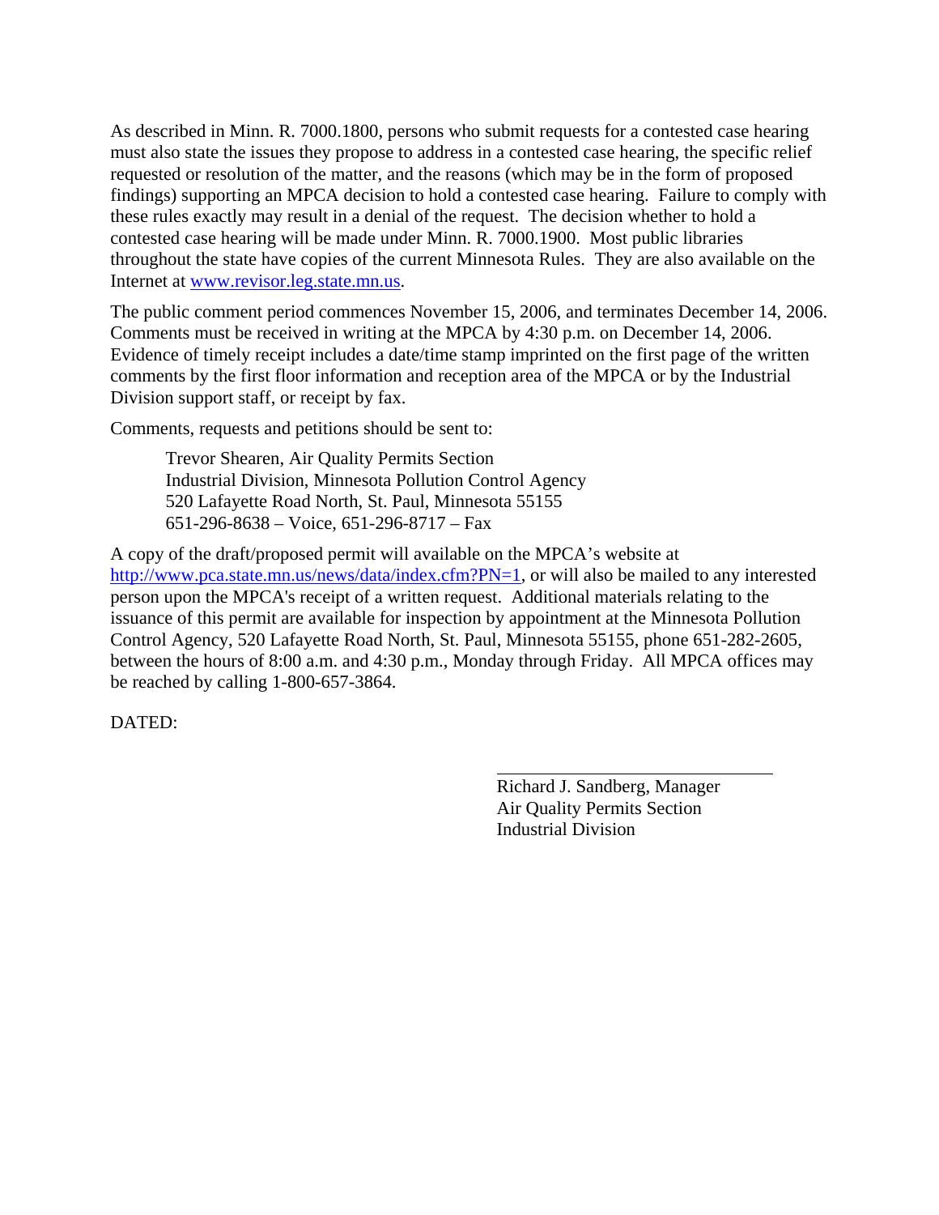As described in Minn. R. 7000.1800, persons who submit requests for a contested case hearing must also state the issues they propose to address in a contested case hearing, the specific relief requested or resolution of the matter, and the reasons (which may be in the form of proposed findings) supporting an MPCA decision to hold a contested case hearing. Failure to comply with these rules exactly may result in a denial of the request. The decision whether to hold a contested case hearing will be made under Minn. R. 7000.1900. Most public libraries throughout the state have copies of the current Minnesota Rules. They are also available on the Internet at [www.revisor.leg.state.mn.us](http://www.revisor.leg.state.mn.us).

The public comment period commences November 15, 2006, and terminates December 14, 2006. Comments must be received in writing at the MPCA by 4:30 p.m. on December 14, 2006. Evidence of timely receipt includes a date/time stamp imprinted on the first page of the written comments by the first floor information and reception area of the MPCA or by the Industrial Division support staff, or receipt by fax.

Comments, requests and petitions should be sent to:

> Trevor Shearen, Air Quality Permits Section
> Industrial Division, Minnesota Pollution Control Agency
> 520 Lafayette Road North, St. Paul, Minnesota 55155
> 651-296-8638 – Voice, 651-296-8717 – Fax

A copy of the draft/proposed permit will available on the MPCA's website at [http://www.pca.state.mn.us/news/data/index.cfm?PN=1](http://www.pca.state.mn.us/news/data/index.cfm?PN=1), or will also be mailed to any interested person upon the MPCA's receipt of a written request. Additional materials relating to the issuance of this permit are available for inspection by appointment at the Minnesota Pollution Control Agency, 520 Lafayette Road North, St. Paul, Minnesota 55155, phone 651-282-2605, between the hours of 8:00 a.m. and 4:30 p.m., Monday through Friday. All MPCA offices may be reached by calling 1-800-657-3864.

DATED:

\_\_\_\_\_\_\_\_\_\_\_\_\_\_\_\_\_\_\_\_\_\_\_\_\_\_\_\_\_\_

Richard J. Sandberg, Manager
Air Quality Permits Section
Industrial Division